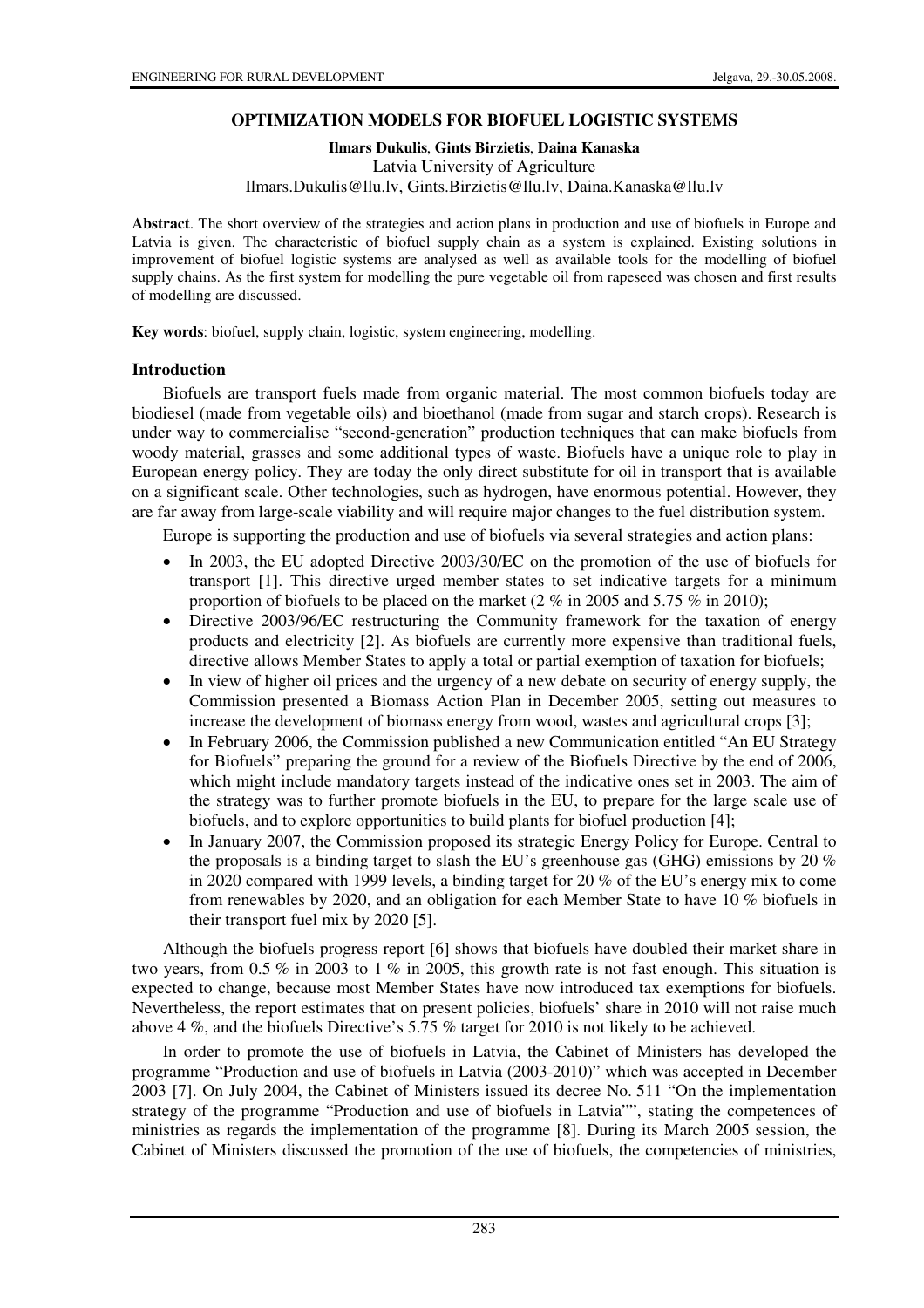# OPTIMIZATION MODELS FOR BIOFUEL LOGISTIC SYSTEMS

**Ilmars Dukulis**, **Gints Birzietis**, **Daina Kanaska**
Latvia University of Agriculture
Ilmars.Dukulis@llu.lv, Gints.Birzietis@llu.lv, Daina.Kanaska@llu.lv

**Abstract**. The short overview of the strategies and action plans in production and use of biofuels in Europe and Latvia is given. The characteristic of biofuel supply chain as a system is explained. Existing solutions in improvement of biofuel logistic systems are analysed as well as available tools for the modelling of biofuel supply chains. As the first system for modelling the pure vegetable oil from rapeseed was chosen and first results of modelling are discussed.

**Key words**: biofuel, supply chain, logistic, system engineering, modelling.

## Introduction

Biofuels are transport fuels made from organic material. The most common biofuels today are biodiesel (made from vegetable oils) and bioethanol (made from sugar and starch crops). Research is under way to commercialise "second-generation" production techniques that can make biofuels from woody material, grasses and some additional types of waste. Biofuels have a unique role to play in European energy policy. They are today the only direct substitute for oil in transport that is available on a significant scale. Other technologies, such as hydrogen, have enormous potential. However, they are far away from large-scale viability and will require major changes to the fuel distribution system.

Europe is supporting the production and use of biofuels via several strategies and action plans:

- In 2003, the EU adopted Directive 2003/30/EC on the promotion of the use of biofuels for transport [1]. This directive urged member states to set indicative targets for a minimum proportion of biofuels to be placed on the market (2 % in 2005 and 5.75 % in 2010);
- Directive 2003/96/EC restructuring the Community framework for the taxation of energy products and electricity [2]. As biofuels are currently more expensive than traditional fuels, directive allows Member States to apply a total or partial exemption of taxation for biofuels;
- In view of higher oil prices and the urgency of a new debate on security of energy supply, the Commission presented a Biomass Action Plan in December 2005, setting out measures to increase the development of biomass energy from wood, wastes and agricultural crops [3];
- In February 2006, the Commission published a new Communication entitled "An EU Strategy for Biofuels" preparing the ground for a review of the Biofuels Directive by the end of 2006, which might include mandatory targets instead of the indicative ones set in 2003. The aim of the strategy was to further promote biofuels in the EU, to prepare for the large scale use of biofuels, and to explore opportunities to build plants for biofuel production [4];
- In January 2007, the Commission proposed its strategic Energy Policy for Europe. Central to the proposals is a binding target to slash the EU's greenhouse gas (GHG) emissions by 20 % in 2020 compared with 1999 levels, a binding target for 20 % of the EU's energy mix to come from renewables by 2020, and an obligation for each Member State to have 10 % biofuels in their transport fuel mix by 2020 [5].

Although the biofuels progress report [6] shows that biofuels have doubled their market share in two years, from 0.5 % in 2003 to 1 % in 2005, this growth rate is not fast enough. This situation is expected to change, because most Member States have now introduced tax exemptions for biofuels. Nevertheless, the report estimates that on present policies, biofuels' share in 2010 will not raise much above 4 %, and the biofuels Directive's 5.75 % target for 2010 is not likely to be achieved.

In order to promote the use of biofuels in Latvia, the Cabinet of Ministers has developed the programme "Production and use of biofuels in Latvia (2003-2010)" which was accepted in December 2003 [7]. On July 2004, the Cabinet of Ministers issued its decree No. 511 "On the implementation strategy of the programme "Production and use of biofuels in Latvia"", stating the competences of ministries as regards the implementation of the programme [8]. During its March 2005 session, the Cabinet of Ministers discussed the promotion of the use of biofuels, the competencies of ministries,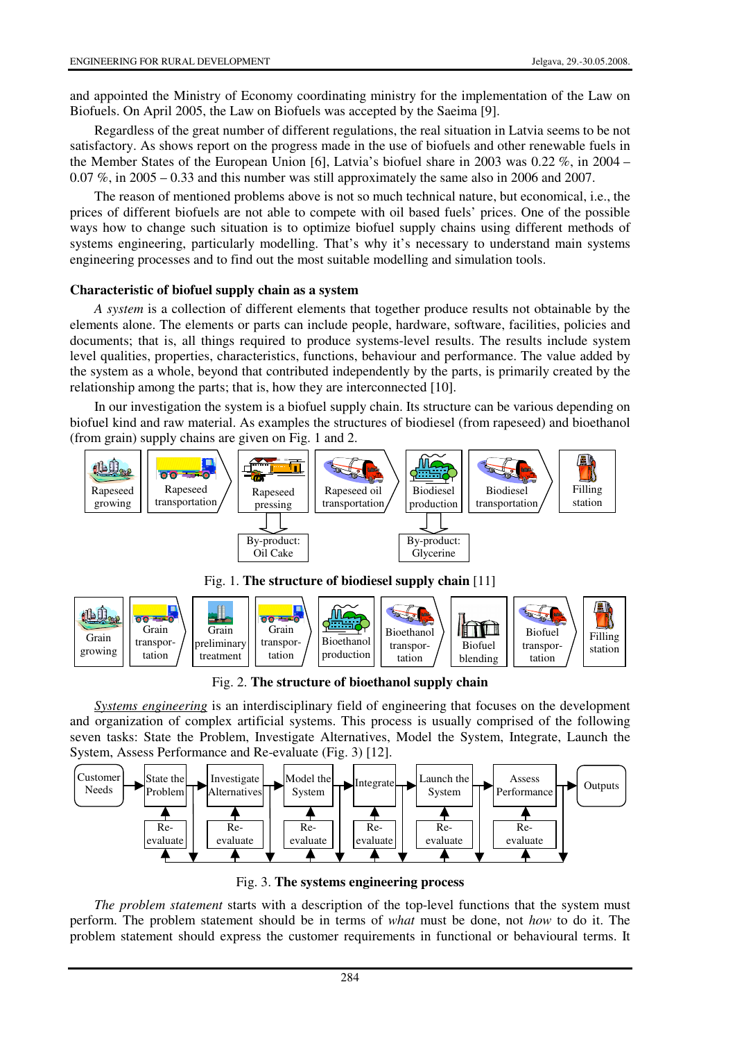and appointed the Ministry of Economy coordinating ministry for the implementation of the Law on Biofuels. On April 2005, the Law on Biofuels was accepted by the Saeima [9].

Regardless of the great number of different regulations, the real situation in Latvia seems to be not satisfactory. As shows report on the progress made in the use of biofuels and other renewable fuels in the Member States of the European Union [6], Latvia's biofuel share in 2003 was 0.22 %, in 2004 – 0.07 %, in 2005 – 0.33 and this number was still approximately the same also in 2006 and 2007.

The reason of mentioned problems above is not so much technical nature, but economical, i.e., the prices of different biofuels are not able to compete with oil based fuels' prices. One of the possible ways how to change such situation is to optimize biofuel supply chains using different methods of systems engineering, particularly modelling. That's why it's necessary to understand main systems engineering processes and to find out the most suitable modelling and simulation tools.

## Characteristic of biofuel supply chain as a system

*A system* is a collection of different elements that together produce results not obtainable by the elements alone. The elements or parts can include people, hardware, software, facilities, policies and documents; that is, all things required to produce systems-level results. The results include system level qualities, properties, characteristics, functions, behaviour and performance. The value added by the system as a whole, beyond that contributed independently by the parts, is primarily created by the relationship among the parts; that is, how they are interconnected [10].

In our investigation the system is a biofuel supply chain. Its structure can be various depending on biofuel kind and raw material. As examples the structures of biodiesel (from rapeseed) and bioethanol (from grain) supply chains are given on Fig. 1 and 2.

Rapeseed growing → Rapeseed transportation → Rapeseed pressing (By-product: Oil Cake) → Rapeseed oil transportation → Biodiesel production (By-product: Glycerine) → Biodiesel transportation → Filling station

Fig. 1. **The structure of biodiesel supply chain** [11]

Grain growing → Grain transportation → Grain preliminary treatment → Grain transportation → Bioethanol production → Bioethanol transportation → Biofuel blending → Biofuel transportation → Filling station

Fig. 2. **The structure of bioethanol supply chain**

*Systems engineering* is an interdisciplinary field of engineering that focuses on the development and organization of complex artificial systems. This process is usually comprised of the following seven tasks: State the Problem, Investigate Alternatives, Model the System, Integrate, Launch the System, Assess Performance and Re-evaluate (Fig. 3) [12].

Customer Needs → State the Problem → Investigate Alternatives → Model the System → Integrate → Launch the System → Assess Performance → Outputs (each step with Re-evaluate feedback)

Fig. 3. **The systems engineering process**

*The problem statement* starts with a description of the top-level functions that the system must perform. The problem statement should be in terms of *what* must be done, not *how* to do it. The problem statement should express the customer requirements in functional or behavioural terms. It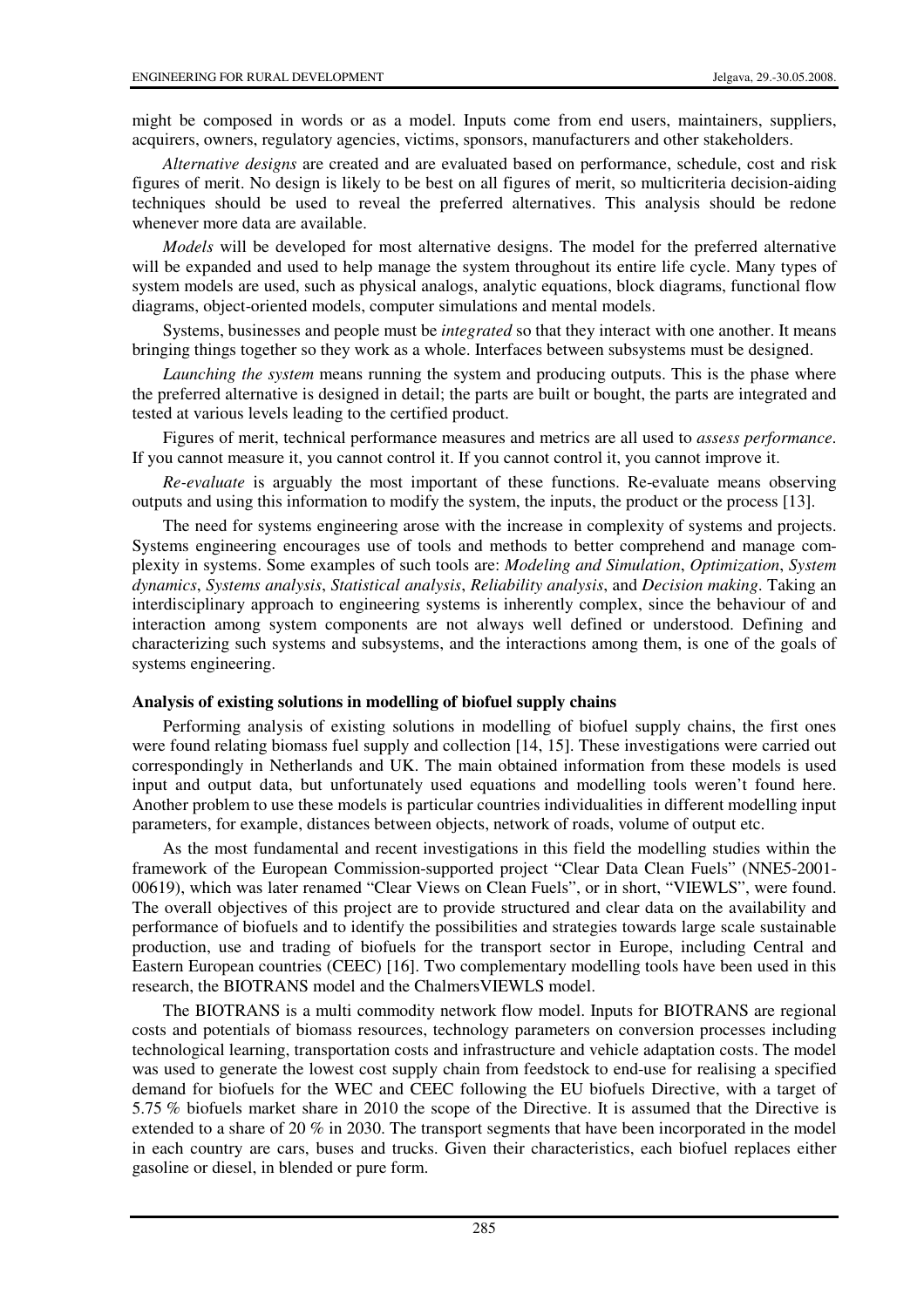might be composed in words or as a model. Inputs come from end users, maintainers, suppliers, acquirers, owners, regulatory agencies, victims, sponsors, manufacturers and other stakeholders.

*Alternative designs* are created and are evaluated based on performance, schedule, cost and risk figures of merit. No design is likely to be best on all figures of merit, so multicriteria decision-aiding techniques should be used to reveal the preferred alternatives. This analysis should be redone whenever more data are available.

*Models* will be developed for most alternative designs. The model for the preferred alternative will be expanded and used to help manage the system throughout its entire life cycle. Many types of system models are used, such as physical analogs, analytic equations, block diagrams, functional flow diagrams, object-oriented models, computer simulations and mental models.

Systems, businesses and people must be *integrated* so that they interact with one another. It means bringing things together so they work as a whole. Interfaces between subsystems must be designed.

*Launching the system* means running the system and producing outputs. This is the phase where the preferred alternative is designed in detail; the parts are built or bought, the parts are integrated and tested at various levels leading to the certified product.

Figures of merit, technical performance measures and metrics are all used to *assess performance*. If you cannot measure it, you cannot control it. If you cannot control it, you cannot improve it.

*Re-evaluate* is arguably the most important of these functions. Re-evaluate means observing outputs and using this information to modify the system, the inputs, the product or the process [13].

The need for systems engineering arose with the increase in complexity of systems and projects. Systems engineering encourages use of tools and methods to better comprehend and manage complexity in systems. Some examples of such tools are: *Modeling and Simulation*, *Optimization*, *System dynamics*, *Systems analysis*, *Statistical analysis*, *Reliability analysis*, and *Decision making*. Taking an interdisciplinary approach to engineering systems is inherently complex, since the behaviour of and interaction among system components are not always well defined or understood. Defining and characterizing such systems and subsystems, and the interactions among them, is one of the goals of systems engineering.

**Analysis of existing solutions in modelling of biofuel supply chains**

Performing analysis of existing solutions in modelling of biofuel supply chains, the first ones were found relating biomass fuel supply and collection [14, 15]. These investigations were carried out correspondingly in Netherlands and UK. The main obtained information from these models is used input and output data, but unfortunately used equations and modelling tools weren't found here. Another problem to use these models is particular countries individualities in different modelling input parameters, for example, distances between objects, network of roads, volume of output etc.

As the most fundamental and recent investigations in this field the modelling studies within the framework of the European Commission-supported project "Clear Data Clean Fuels" (NNE5-2001-00619), which was later renamed "Clear Views on Clean Fuels", or in short, "VIEWLS", were found. The overall objectives of this project are to provide structured and clear data on the availability and performance of biofuels and to identify the possibilities and strategies towards large scale sustainable production, use and trading of biofuels for the transport sector in Europe, including Central and Eastern European countries (CEEC) [16]. Two complementary modelling tools have been used in this research, the BIOTRANS model and the ChalmersVIEWLS model.

The BIOTRANS is a multi commodity network flow model. Inputs for BIOTRANS are regional costs and potentials of biomass resources, technology parameters on conversion processes including technological learning, transportation costs and infrastructure and vehicle adaptation costs. The model was used to generate the lowest cost supply chain from feedstock to end-use for realising a specified demand for biofuels for the WEC and CEEC following the EU biofuels Directive, with a target of 5.75 % biofuels market share in 2010 the scope of the Directive. It is assumed that the Directive is extended to a share of 20 % in 2030. The transport segments that have been incorporated in the model in each country are cars, buses and trucks. Given their characteristics, each biofuel replaces either gasoline or diesel, in blended or pure form.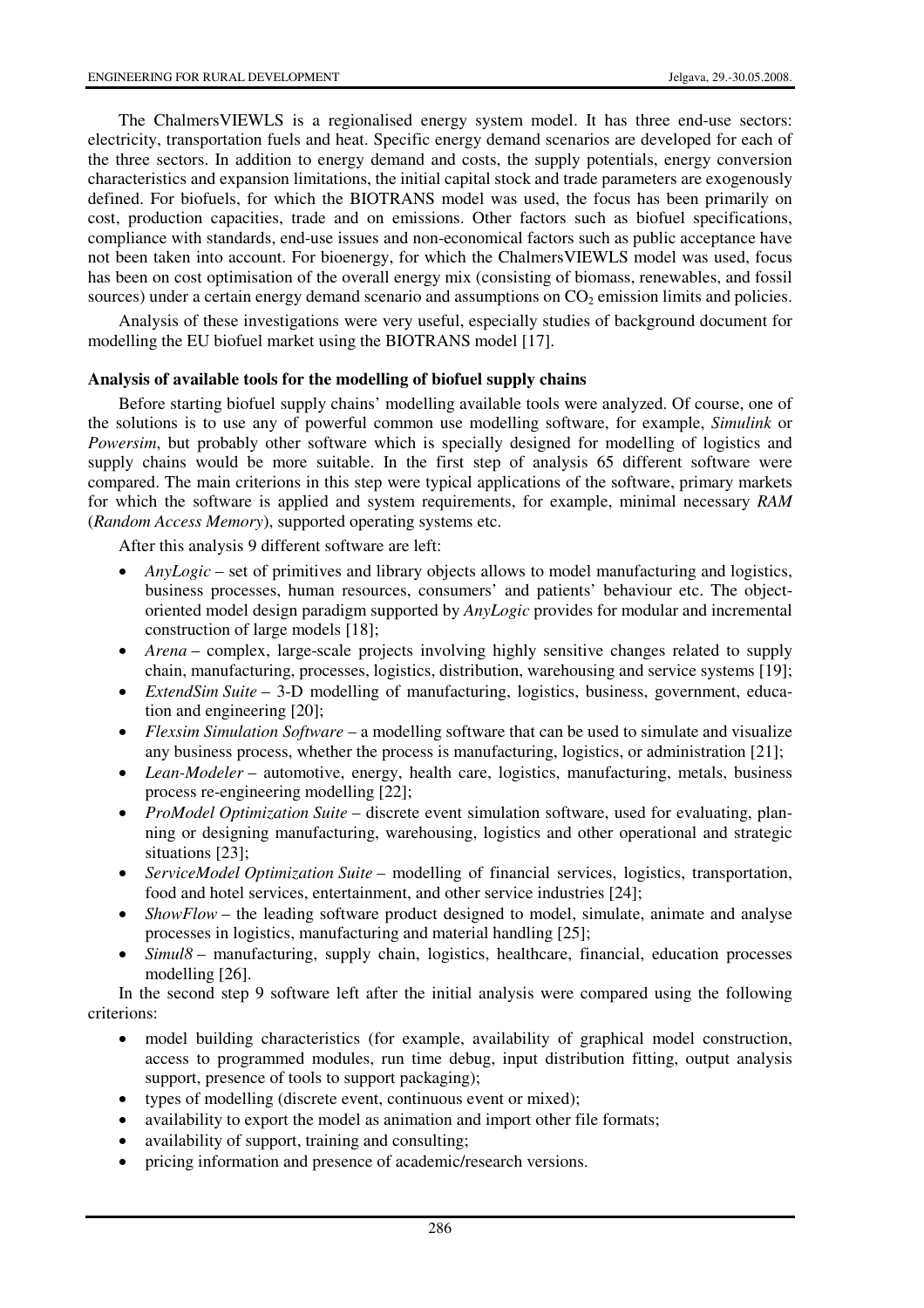The ChalmersVIEWLS is a regionalised energy system model. It has three end-use sectors: electricity, transportation fuels and heat. Specific energy demand scenarios are developed for each of the three sectors. In addition to energy demand and costs, the supply potentials, energy conversion characteristics and expansion limitations, the initial capital stock and trade parameters are exogenously defined. For biofuels, for which the BIOTRANS model was used, the focus has been primarily on cost, production capacities, trade and on emissions. Other factors such as biofuel specifications, compliance with standards, end-use issues and non-economical factors such as public acceptance have not been taken into account. For bioenergy, for which the ChalmersVIEWLS model was used, focus has been on cost optimisation of the overall energy mix (consisting of biomass, renewables, and fossil sources) under a certain energy demand scenario and assumptions on $CO_2$ emission limits and policies.

Analysis of these investigations were very useful, especially studies of background document for modelling the EU biofuel market using the BIOTRANS model [17].

**Analysis of available tools for the modelling of biofuel supply chains**

Before starting biofuel supply chains' modelling available tools were analyzed. Of course, one of the solutions is to use any of powerful common use modelling software, for example, *Simulink* or *Powersim*, but probably other software which is specially designed for modelling of logistics and supply chains would be more suitable. In the first step of analysis 65 different software were compared. The main criterions in this step were typical applications of the software, primary markets for which the software is applied and system requirements, for example, minimal necessary *RAM* (*Random Access Memory*), supported operating systems etc.

After this analysis 9 different software are left:

- *AnyLogic* – set of primitives and library objects allows to model manufacturing and logistics, business processes, human resources, consumers' and patients' behaviour etc. The object-oriented model design paradigm supported by *AnyLogic* provides for modular and incremental construction of large models [18];
- *Arena* – complex, large-scale projects involving highly sensitive changes related to supply chain, manufacturing, processes, logistics, distribution, warehousing and service systems [19];
- *ExtendSim Suite* – 3-D modelling of manufacturing, logistics, business, government, education and engineering [20];
- *Flexsim Simulation Software* – a modelling software that can be used to simulate and visualize any business process, whether the process is manufacturing, logistics, or administration [21];
- *Lean-Modeler* – automotive, energy, health care, logistics, manufacturing, metals, business process re-engineering modelling [22];
- *ProModel Optimization Suite* – discrete event simulation software, used for evaluating, planning or designing manufacturing, warehousing, logistics and other operational and strategic situations [23];
- *ServiceModel Optimization Suite* – modelling of financial services, logistics, transportation, food and hotel services, entertainment, and other service industries [24];
- *ShowFlow* – the leading software product designed to model, simulate, animate and analyse processes in logistics, manufacturing and material handling [25];
- *Simul8* – manufacturing, supply chain, logistics, healthcare, financial, education processes modelling [26].

In the second step 9 software left after the initial analysis were compared using the following criterions:

- model building characteristics (for example, availability of graphical model construction, access to programmed modules, run time debug, input distribution fitting, output analysis support, presence of tools to support packaging);
- types of modelling (discrete event, continuous event or mixed);
- availability to export the model as animation and import other file formats;
- availability of support, training and consulting;
- pricing information and presence of academic/research versions.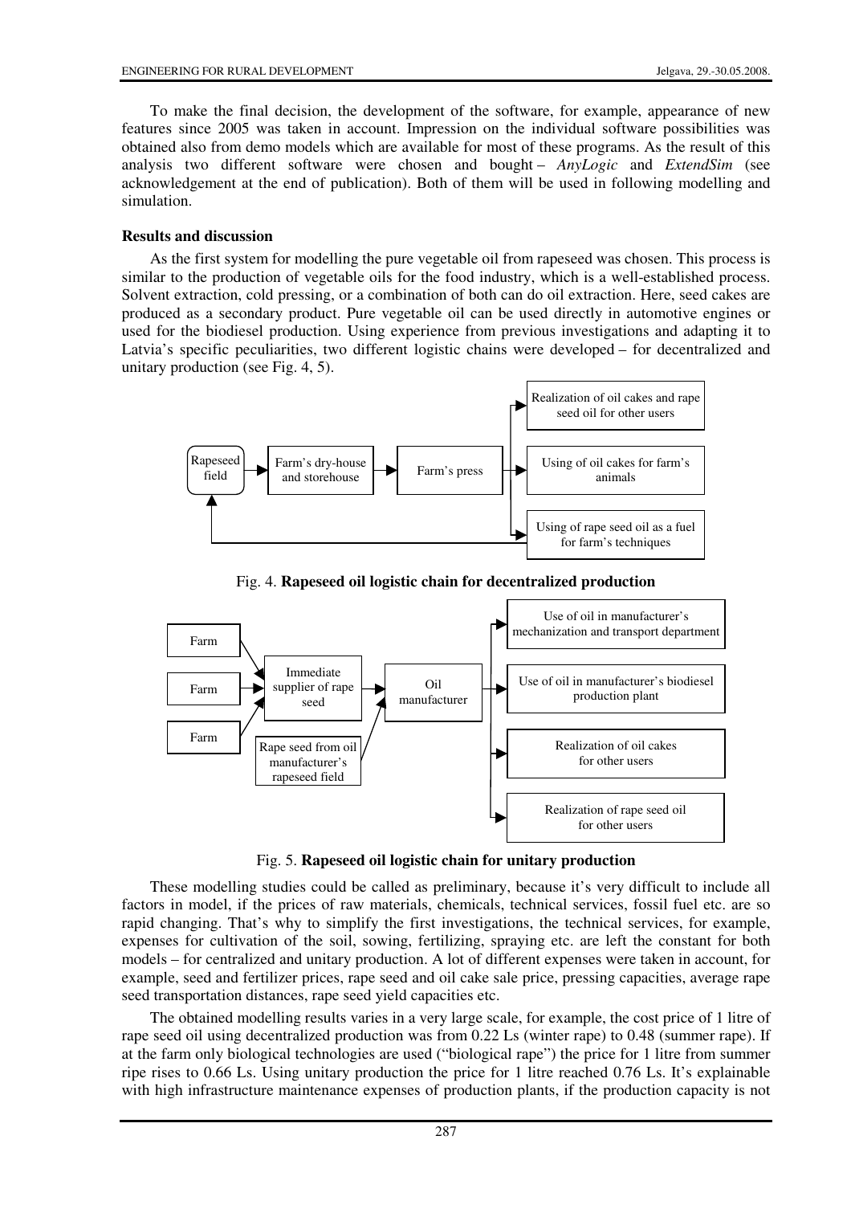To make the final decision, the development of the software, for example, appearance of new features since 2005 was taken in account. Impression on the individual software possibilities was obtained also from demo models which are available for most of these programs. As the result of this analysis two different software were chosen and bought – *AnyLogic* and *ExtendSim* (see acknowledgement at the end of publication). Both of them will be used in following modelling and simulation.

## Results and discussion

As the first system for modelling the pure vegetable oil from rapeseed was chosen. This process is similar to the production of vegetable oils for the food industry, which is a well-established process. Solvent extraction, cold pressing, or a combination of both can do oil extraction. Here, seed cakes are produced as a secondary product. Pure vegetable oil can be used directly in automotive engines or used for the biodiesel production. Using experience from previous investigations and adapting it to Latvia's specific peculiarities, two different logistic chains were developed – for decentralized and unitary production (see Fig. 4, 5).

Rapeseed field → Farm's dry-house and storehouse → Farm's press → Realization of oil cakes and rape seed oil for other users; Using of oil cakes for farm's animals; Using of rape seed oil as a fuel for farm's techniques (→ Rapeseed field)

Fig. 4. **Rapeseed oil logistic chain for decentralized production**

Farm, Farm, Farm → Immediate supplier of rape seed → Oil manufacturer ← Rape seed from oil manufacturer's rapeseed field; Oil manufacturer → Use of oil in manufacturer's mechanization and transport department; Use of oil in manufacturer's biodiesel production plant; Realization of oil cakes for other users; Realization of rape seed oil for other users

Fig. 5. **Rapeseed oil logistic chain for unitary production**

These modelling studies could be called as preliminary, because it's very difficult to include all factors in model, if the prices of raw materials, chemicals, technical services, fossil fuel etc. are so rapid changing. That's why to simplify the first investigations, the technical services, for example, expenses for cultivation of the soil, sowing, fertilizing, spraying etc. are left the constant for both models – for centralized and unitary production. A lot of different expenses were taken in account, for example, seed and fertilizer prices, rape seed and oil cake sale price, pressing capacities, average rape seed transportation distances, rape seed yield capacities etc.

The obtained modelling results varies in a very large scale, for example, the cost price of 1 litre of rape seed oil using decentralized production was from 0.22 Ls (winter rape) to 0.48 (summer rape). If at the farm only biological technologies are used ("biological rape") the price for 1 litre from summer ripe rises to 0.66 Ls. Using unitary production the price for 1 litre reached 0.76 Ls. It's explainable with high infrastructure maintenance expenses of production plants, if the production capacity is not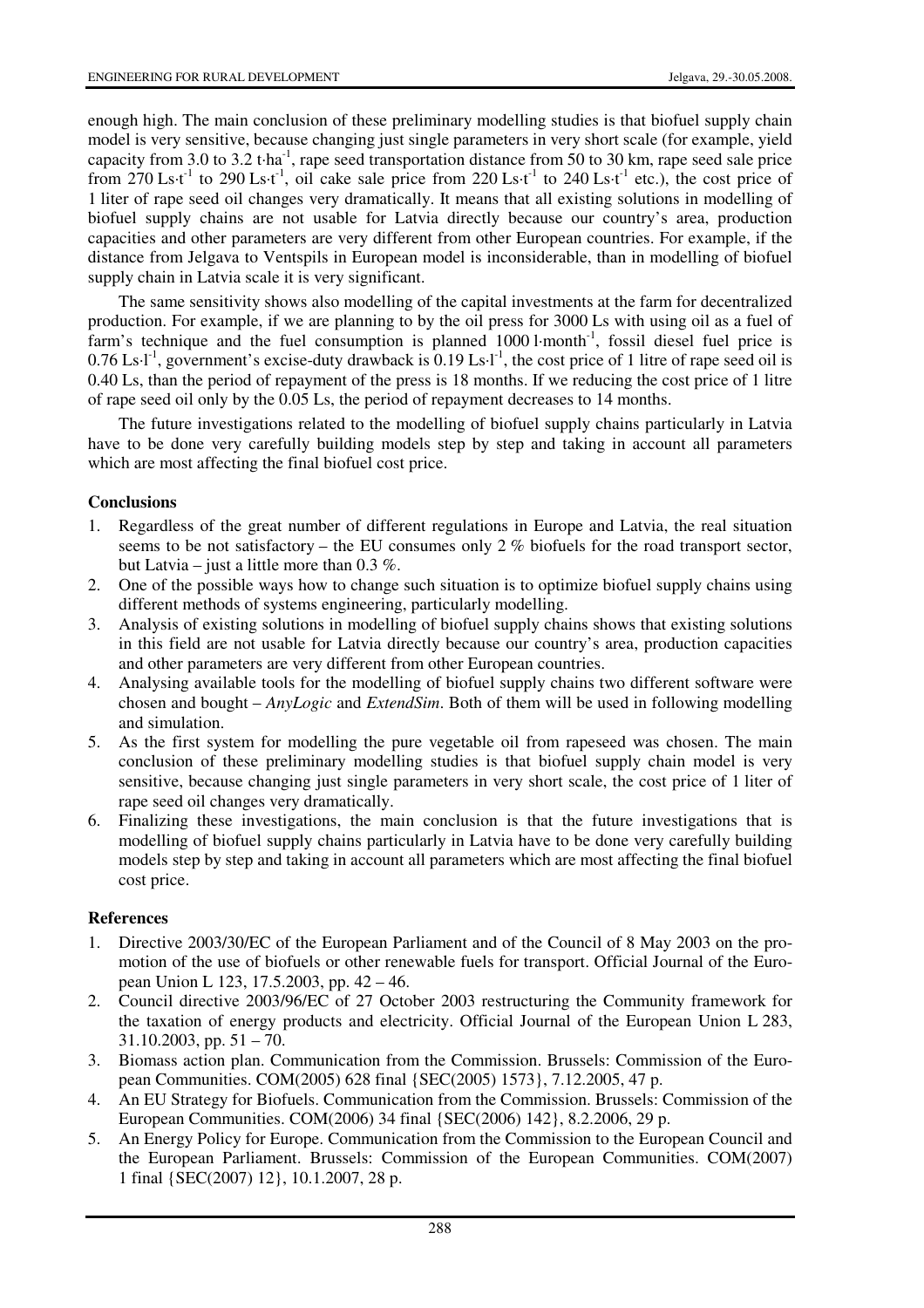enough high. The main conclusion of these preliminary modelling studies is that biofuel supply chain model is very sensitive, because changing just single parameters in very short scale (for example, yield capacity from 3.0 to 3.2 $t \cdot ha^{-1}$, rape seed transportation distance from 50 to 30 km, rape seed sale price from 270 $Ls \cdot t^{-1}$ to 290 $Ls \cdot t^{-1}$, oil cake sale price from 220 $Ls \cdot t^{-1}$ to 240 $Ls \cdot t^{-1}$ etc.), the cost price of 1 liter of rape seed oil changes very dramatically. It means that all existing solutions in modelling of biofuel supply chains are not usable for Latvia directly because our country's area, production capacities and other parameters are very different from other European countries. For example, if the distance from Jelgava to Ventspils in European model is inconsiderable, than in modelling of biofuel supply chain in Latvia scale it is very significant.

The same sensitivity shows also modelling of the capital investments at the farm for decentralized production. For example, if we are planning to by the oil press for 3000 Ls with using oil as a fuel of farm's technique and the fuel consumption is planned 1000 $l \cdot month^{-1}$, fossil diesel fuel price is 0.76 $Ls \cdot l^{-1}$, government's excise-duty drawback is 0.19 $Ls \cdot l^{-1}$, the cost price of 1 litre of rape seed oil is 0.40 Ls, than the period of repayment of the press is 18 months. If we reducing the cost price of 1 litre of rape seed oil only by the 0.05 Ls, the period of repayment decreases to 14 months.

The future investigations related to the modelling of biofuel supply chains particularly in Latvia have to be done very carefully building models step by step and taking in account all parameters which are most affecting the final biofuel cost price.

## Conclusions

1. Regardless of the great number of different regulations in Europe and Latvia, the real situation seems to be not satisfactory – the EU consumes only 2 % biofuels for the road transport sector, but Latvia – just a little more than 0.3 %.
2. One of the possible ways how to change such situation is to optimize biofuel supply chains using different methods of systems engineering, particularly modelling.
3. Analysis of existing solutions in modelling of biofuel supply chains shows that existing solutions in this field are not usable for Latvia directly because our country's area, production capacities and other parameters are very different from other European countries.
4. Analysing available tools for the modelling of biofuel supply chains two different software were chosen and bought – *AnyLogic* and *ExtendSim*. Both of them will be used in following modelling and simulation.
5. As the first system for modelling the pure vegetable oil from rapeseed was chosen. The main conclusion of these preliminary modelling studies is that biofuel supply chain model is very sensitive, because changing just single parameters in very short scale, the cost price of 1 liter of rape seed oil changes very dramatically.
6. Finalizing these investigations, the main conclusion is that the future investigations that is modelling of biofuel supply chains particularly in Latvia have to be done very carefully building models step by step and taking in account all parameters which are most affecting the final biofuel cost price.

## References

1. Directive 2003/30/EC of the European Parliament and of the Council of 8 May 2003 on the promotion of the use of biofuels or other renewable fuels for transport. Official Journal of the European Union L 123, 17.5.2003, pp. 42 – 46.
2. Council directive 2003/96/EC of 27 October 2003 restructuring the Community framework for the taxation of energy products and electricity. Official Journal of the European Union L 283, 31.10.2003, pp. 51 – 70.
3. Biomass action plan. Communication from the Commission. Brussels: Commission of the European Communities. COM(2005) 628 final {SEC(2005) 1573}, 7.12.2005, 47 p.
4. An EU Strategy for Biofuels. Communication from the Commission. Brussels: Commission of the European Communities. COM(2006) 34 final {SEC(2006) 142}, 8.2.2006, 29 p.
5. An Energy Policy for Europe. Communication from the Commission to the European Council and the European Parliament. Brussels: Commission of the European Communities. COM(2007) 1 final {SEC(2007) 12}, 10.1.2007, 28 p.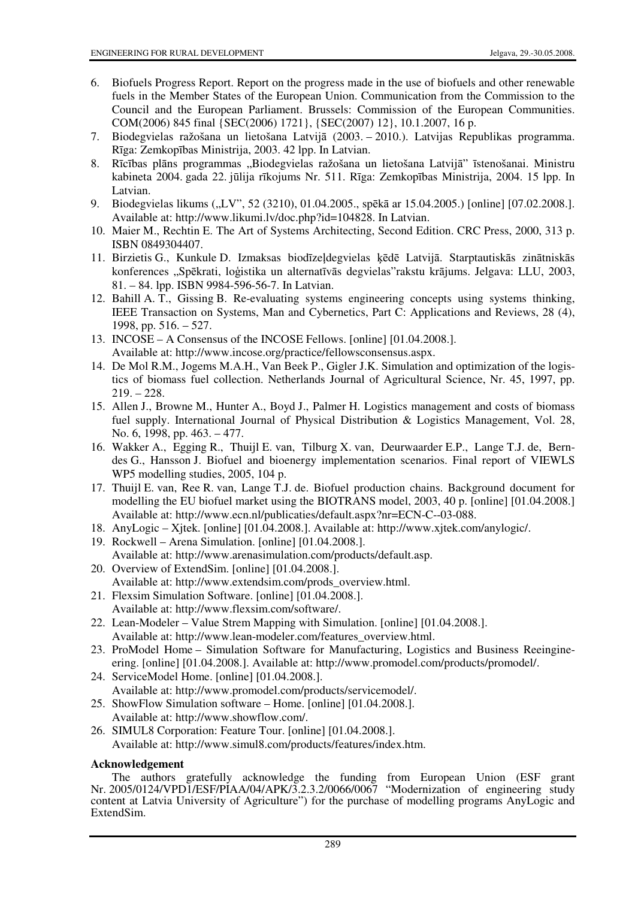6. Biofuels Progress Report. Report on the progress made in the use of biofuels and other renewable fuels in the Member States of the European Union. Communication from the Commission to the Council and the European Parliament. Brussels: Commission of the European Communities. COM(2006) 845 final {SEC(2006) 1721}, {SEC(2007) 12}, 10.1.2007, 16 p.
7. Biodegvielas ražošana un lietošana Latvijā (2003. – 2010.). Latvijas Republikas programma. Rīga: Zemkopības Ministrija, 2003. 42 lpp. In Latvian.
8. Rīcības plāns programmas „Biodegvielas ražošana un lietošana Latvijā" īstenošanai. Ministru kabineta 2004. gada 22. jūlija rīkojums Nr. 511. Rīga: Zemkopības Ministrija, 2004. 15 lpp. In Latvian.
9. Biodegvielas likums („LV", 52 (3210), 01.04.2005., spēkā ar 15.04.2005.) [online] [07.02.2008.]. Available at: http://www.likumi.lv/doc.php?id=104828. In Latvian.
10. Maier M., Rechtin E. The Art of Systems Architecting, Second Edition. CRC Press, 2000, 313 p. ISBN 0849304407.
11. Birzietis G., Kunkule D. Izmaksas biodīzeļdegvielas ķēdē Latvijā. Starptautiskās zinātniskās konferences „Spēkrati, loģistika un alternatīvās degvielas"rakstu krājums. Jelgava: LLU, 2003, 81. – 84. lpp. ISBN 9984-596-56-7. In Latvian.
12. Bahill A. T., Gissing B. Re-evaluating systems engineering concepts using systems thinking, IEEE Transaction on Systems, Man and Cybernetics, Part C: Applications and Reviews, 28 (4), 1998, pp. 516. – 527.
13. INCOSE – A Consensus of the INCOSE Fellows. [online] [01.04.2008.]. Available at: http://www.incose.org/practice/fellowsconsensus.aspx.
14. De Mol R.M., Jogems M.A.H., Van Beek P., Gigler J.K. Simulation and optimization of the logistics of biomass fuel collection. Netherlands Journal of Agricultural Science, Nr. 45, 1997, pp. 219. – 228.
15. Allen J., Browne M., Hunter A., Boyd J., Palmer H. Logistics management and costs of biomass fuel supply. International Journal of Physical Distribution & Logistics Management, Vol. 28, No. 6, 1998, pp. 463. – 477.
16. Wakker A., Egging R., Thuijl E. van, Tilburg X. van, Deurwaarder E.P., Lange T.J. de, Berndes G., Hansson J. Biofuel and bioenergy implementation scenarios. Final report of VIEWLS WP5 modelling studies, 2005, 104 p.
17. Thuijl E. van, Ree R. van, Lange T.J. de. Biofuel production chains. Background document for modelling the EU biofuel market using the BIOTRANS model, 2003, 40 p. [online] [01.04.2008.] Available at: http://www.ecn.nl/publicaties/default.aspx?nr=ECN-C--03-088.
18. AnyLogic – Xjtek. [online] [01.04.2008.]. Available at: http://www.xjtek.com/anylogic/.
19. Rockwell – Arena Simulation. [online] [01.04.2008.]. Available at: http://www.arenasimulation.com/products/default.asp.
20. Overview of ExtendSim. [online] [01.04.2008.]. Available at: http://www.extendsim.com/prods_overview.html.
21. Flexsim Simulation Software. [online] [01.04.2008.]. Available at: http://www.flexsim.com/software/.
22. Lean-Modeler – Value Strem Mapping with Simulation. [online] [01.04.2008.]. Available at: http://www.lean-modeler.com/features_overview.html.
23. ProModel Home – Simulation Software for Manufacturing, Logistics and Business Reeingineering. [online] [01.04.2008.]. Available at: http://www.promodel.com/products/promodel/.
24. ServiceModel Home. [online] [01.04.2008.]. Available at: http://www.promodel.com/products/servicemodel/.
25. ShowFlow Simulation software – Home. [online] [01.04.2008.]. Available at: http://www.showflow.com/.
26. SIMUL8 Corporation: Feature Tour. [online] [01.04.2008.]. Available at: http://www.simul8.com/products/features/index.htm.

**Acknowledgement**

The authors gratefully acknowledge the funding from European Union (ESF grant Nr. 2005/0124/VPD1/ESF/PIAA/04/APK/3.2.3.2/0066/0067 "Modernization of engineering study content at Latvia University of Agriculture") for the purchase of modelling programs AnyLogic and ExtendSim.